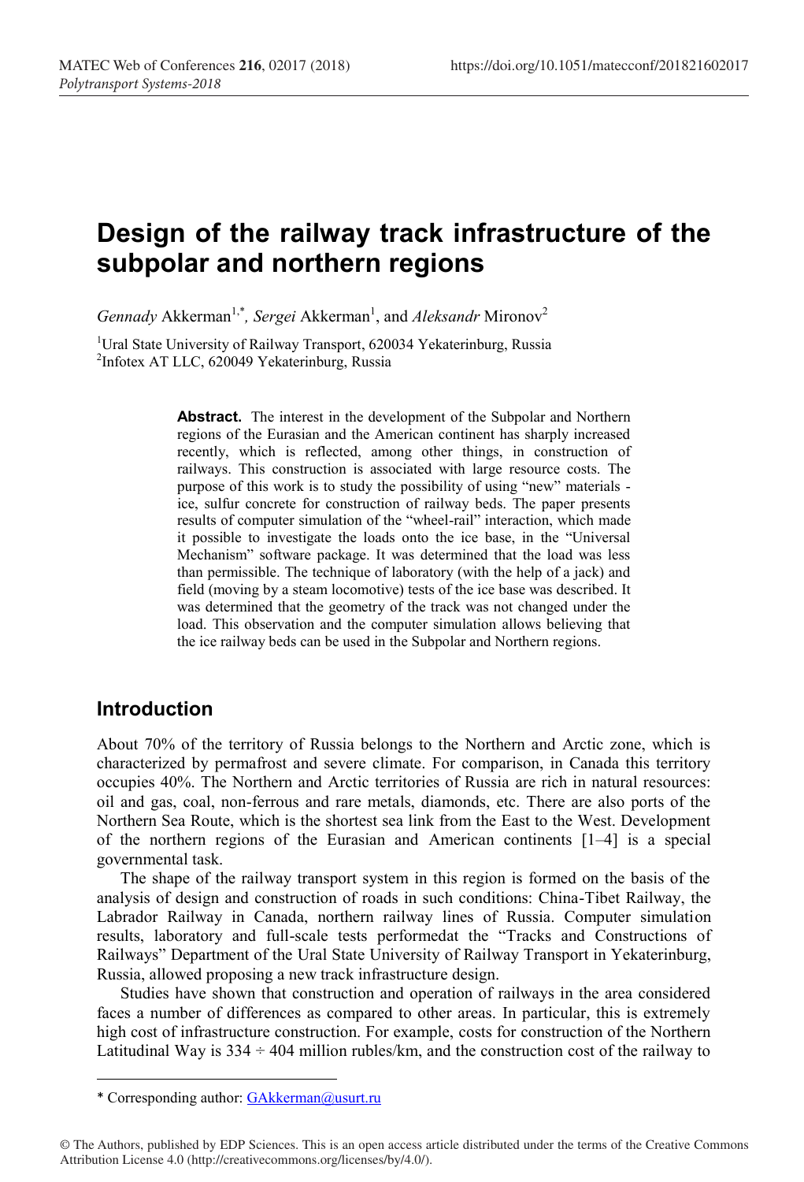# Design of the railway track infrastructure of the subpolar and northern regions

*Gennady* Akkerman[1,*], *Sergei* Akkerman[1], and *Aleksandr* Mironov[2]

[1]Ural State University of Railway Transport, 620034 Yekaterinburg, Russia
[2]Infotex AT LLC, 620049 Yekaterinburg, Russia

**Abstract.** The interest in the development of the Subpolar and Northern regions of the Eurasian and the American continent has sharply increased recently, which is reflected, among other things, in construction of railways. This construction is associated with large resource costs. The purpose of this work is to study the possibility of using "new" materials - ice, sulfur concrete for construction of railway beds. The paper presents results of computer simulation of the "wheel-rail" interaction, which made it possible to investigate the loads onto the ice base, in the "Universal Mechanism" software package. It was determined that the load was less than permissible. The technique of laboratory (with the help of a jack) and field (moving by a steam locomotive) tests of the ice base was described. It was determined that the geometry of the track was not changed under the load. This observation and the computer simulation allows believing that the ice railway beds can be used in the Subpolar and Northern regions.

## Introduction

About 70% of the territory of Russia belongs to the Northern and Arctic zone, which is characterized by permafrost and severe climate. For comparison, in Canada this territory occupies 40%. The Northern and Arctic territories of Russia are rich in natural resources: oil and gas, coal, non-ferrous and rare metals, diamonds, etc. There are also ports of the Northern Sea Route, which is the shortest sea link from the East to the West. Development of the northern regions of the Eurasian and American continents [1–4] is a special governmental task.

The shape of the railway transport system in this region is formed on the basis of the analysis of design and construction of roads in such conditions: China-Tibet Railway, the Labrador Railway in Canada, northern railway lines of Russia. Computer simulation results, laboratory and full-scale tests performedat the "Tracks and Constructions of Railways" Department of the Ural State University of Railway Transport in Yekaterinburg, Russia, allowed proposing a new track infrastructure design.

Studies have shown that construction and operation of railways in the area considered faces a number of differences as compared to other areas. In particular, this is extremely high cost of infrastructure construction. For example, costs for construction of the Northern Latitudinal Way is 334 ÷ 404 million rubles/km, and the construction cost of the railway to

---

\* Corresponding author: GAkkerman@usurt.ru

© The Authors, published by EDP Sciences. This is an open access article distributed under the terms of the Creative Commons Attribution License 4.0 (http://creativecommons.org/licenses/by/4.0/).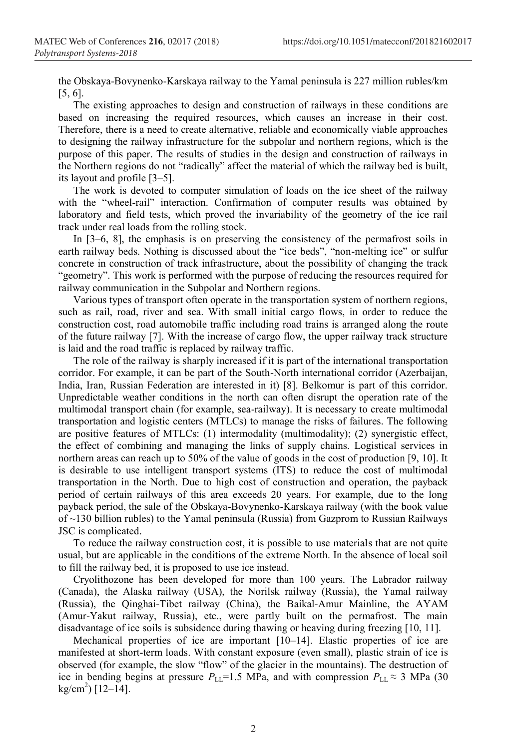the Obskaya-Bovynenko-Karskaya railway to the Yamal peninsula is 227 million rubles/km [5, 6].

The existing approaches to design and construction of railways in these conditions are based on increasing the required resources, which causes an increase in their cost. Therefore, there is a need to create alternative, reliable and economically viable approaches to designing the railway infrastructure for the subpolar and northern regions, which is the purpose of this paper. The results of studies in the design and construction of railways in the Northern regions do not "radically" affect the material of which the railway bed is built, its layout and profile [3–5].

The work is devoted to computer simulation of loads on the ice sheet of the railway with the "wheel-rail" interaction. Confirmation of computer results was obtained by laboratory and field tests, which proved the invariability of the geometry of the ice rail track under real loads from the rolling stock.

In [3–6, 8], the emphasis is on preserving the consistency of the permafrost soils in earth railway beds. Nothing is discussed about the "ice beds", "non-melting ice" or sulfur concrete in construction of track infrastructure, about the possibility of changing the track "geometry". This work is performed with the purpose of reducing the resources required for railway communication in the Subpolar and Northern regions.

Various types of transport often operate in the transportation system of northern regions, such as rail, road, river and sea. With small initial cargo flows, in order to reduce the construction cost, road automobile traffic including road trains is arranged along the route of the future railway [7]. With the increase of cargo flow, the upper railway track structure is laid and the road traffic is replaced by railway traffic.

The role of the railway is sharply increased if it is part of the international transportation corridor. For example, it can be part of the South-North international corridor (Azerbaijan, India, Iran, Russian Federation are interested in it) [8]. Belkomur is part of this corridor. Unpredictable weather conditions in the north can often disrupt the operation rate of the multimodal transport chain (for example, sea-railway). It is necessary to create multimodal transportation and logistic centers (MTLCs) to manage the risks of failures. The following are positive features of MTLCs: (1) intermodality (multimodality); (2) synergistic effect, the effect of combining and managing the links of supply chains. Logistical services in northern areas can reach up to 50% of the value of goods in the cost of production [9, 10]. It is desirable to use intelligent transport systems (ITS) to reduce the cost of multimodal transportation in the North. Due to high cost of construction and operation, the payback period of certain railways of this area exceeds 20 years. For example, due to the long payback period, the sale of the Obskaya-Bovynenko-Karskaya railway (with the book value of ~130 billion rubles) to the Yamal peninsula (Russia) from Gazprom to Russian Railways JSC is complicated.

To reduce the railway construction cost, it is possible to use materials that are not quite usual, but are applicable in the conditions of the extreme North. In the absence of local soil to fill the railway bed, it is proposed to use ice instead.

Cryolithozone has been developed for more than 100 years. The Labrador railway (Canada), the Alaska railway (USA), the Norilsk railway (Russia), the Yamal railway (Russia), the Qinghai-Tibet railway (China), the Baikal-Amur Mainline, the AYAM (Amur-Yakut railway, Russia), etc., were partly built on the permafrost. The main disadvantage of ice soils is subsidence during thawing or heaving during freezing [10, 11].

Mechanical properties of ice are important [10–14]. Elastic properties of ice are manifested at short-term loads. With constant exposure (even small), plastic strain of ice is observed (for example, the slow "flow" of the glacier in the mountains). The destruction of ice in bending begins at pressure $P_{LL}$=1.5 MPa, and with compression $P_{LL} \approx 3$ MPa (30 kg/cm$^2$) [12–14].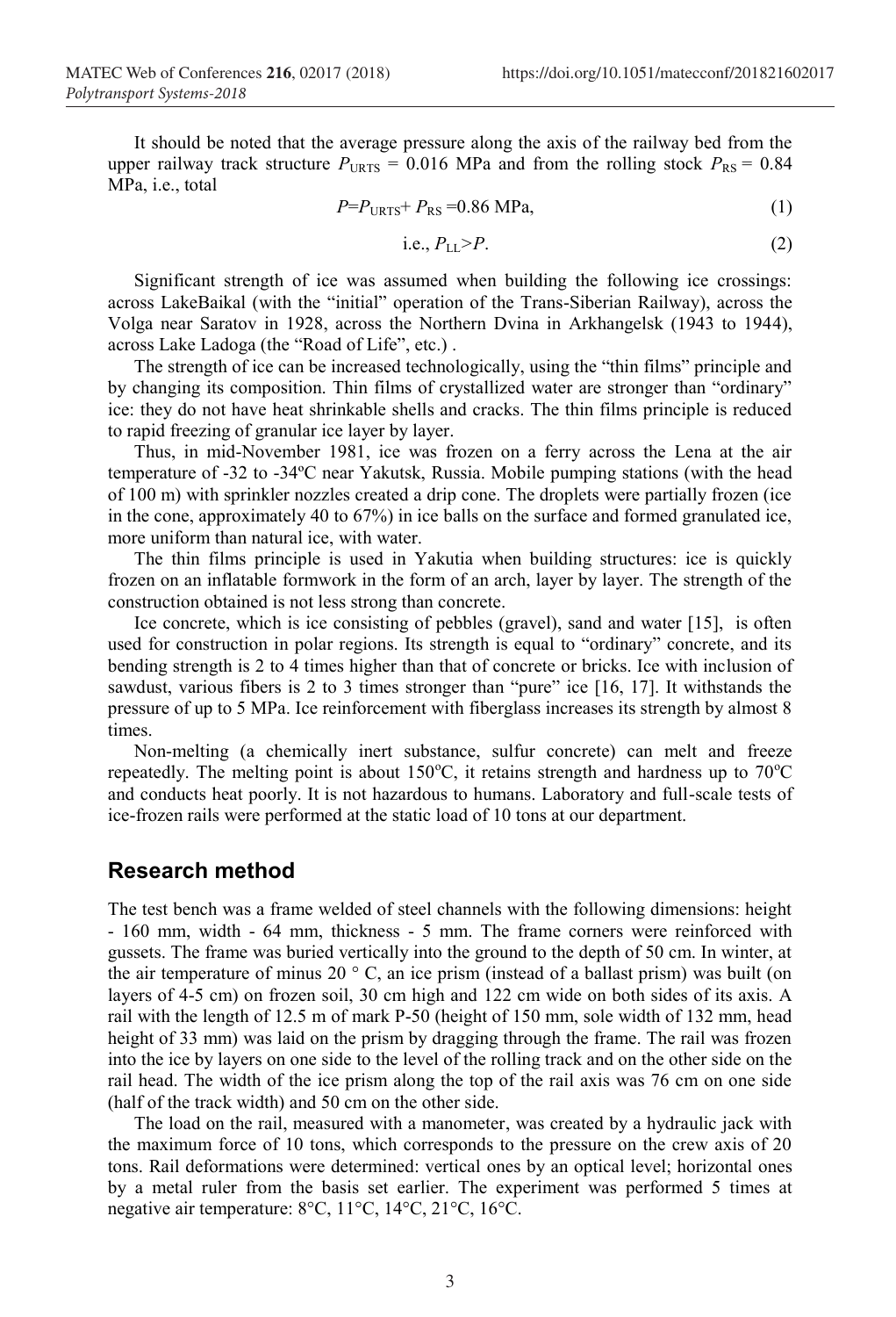It should be noted that the average pressure along the axis of the railway bed from the upper railway track structure $P_{URTS}$ = 0.016 MPa and from the rolling stock $P_{RS}$ = 0.84 MPa, i.e., total

$$P = P_{URTS} + P_{RS} = 0.86 \text{ MPa}, \tag{1}$$

$$\text{i.e., } P_{LL} > P. \tag{2}$$

Significant strength of ice was assumed when building the following ice crossings: across LakeBaikal (with the "initial" operation of the Trans-Siberian Railway), across the Volga near Saratov in 1928, across the Northern Dvina in Arkhangelsk (1943 to 1944), across Lake Ladoga (the "Road of Life", etc.) .

The strength of ice can be increased technologically, using the "thin films" principle and by changing its composition. Thin films of crystallized water are stronger than "ordinary" ice: they do not have heat shrinkable shells and cracks. The thin films principle is reduced to rapid freezing of granular ice layer by layer.

Thus, in mid-November 1981, ice was frozen on a ferry across the Lena at the air temperature of -32 to -34ºC near Yakutsk, Russia. Mobile pumping stations (with the head of 100 m) with sprinkler nozzles created a drip cone. The droplets were partially frozen (ice in the cone, approximately 40 to 67%) in ice balls on the surface and formed granulated ice, more uniform than natural ice, with water.

The thin films principle is used in Yakutia when building structures: ice is quickly frozen on an inflatable formwork in the form of an arch, layer by layer. The strength of the construction obtained is not less strong than concrete.

Ice concrete, which is ice consisting of pebbles (gravel), sand and water [15], is often used for construction in polar regions. Its strength is equal to "ordinary" concrete, and its bending strength is 2 to 4 times higher than that of concrete or bricks. Ice with inclusion of sawdust, various fibers is 2 to 3 times stronger than "pure" ice [16, 17]. It withstands the pressure of up to 5 MPa. Ice reinforcement with fiberglass increases its strength by almost 8 times.

Non-melting (a chemically inert substance, sulfur concrete) can melt and freeze repeatedly. The melting point is about 150$^{o}$C, it retains strength and hardness up to 70$^{o}$C and conducts heat poorly. It is not hazardous to humans. Laboratory and full-scale tests of ice-frozen rails were performed at the static load of 10 tons at our department.

## Research method

The test bench was a frame welded of steel channels with the following dimensions: height - 160 mm, width - 64 mm, thickness - 5 mm. The frame corners were reinforced with gussets. The frame was buried vertically into the ground to the depth of 50 cm. In winter, at the air temperature of minus 20 ° C, an ice prism (instead of a ballast prism) was built (on layers of 4-5 cm) on frozen soil, 30 cm high and 122 cm wide on both sides of its axis. A rail with the length of 12.5 m of mark P-50 (height of 150 mm, sole width of 132 mm, head height of 33 mm) was laid on the prism by dragging through the frame. The rail was frozen into the ice by layers on one side to the level of the rolling track and on the other side on the rail head. The width of the ice prism along the top of the rail axis was 76 cm on one side (half of the track width) and 50 cm on the other side.

The load on the rail, measured with a manometer, was created by a hydraulic jack with the maximum force of 10 tons, which corresponds to the pressure on the crew axis of 20 tons. Rail deformations were determined: vertical ones by an optical level; horizontal ones by a metal ruler from the basis set earlier. The experiment was performed 5 times at negative air temperature: 8°C, 11°C, 14°C, 21°C, 16°C.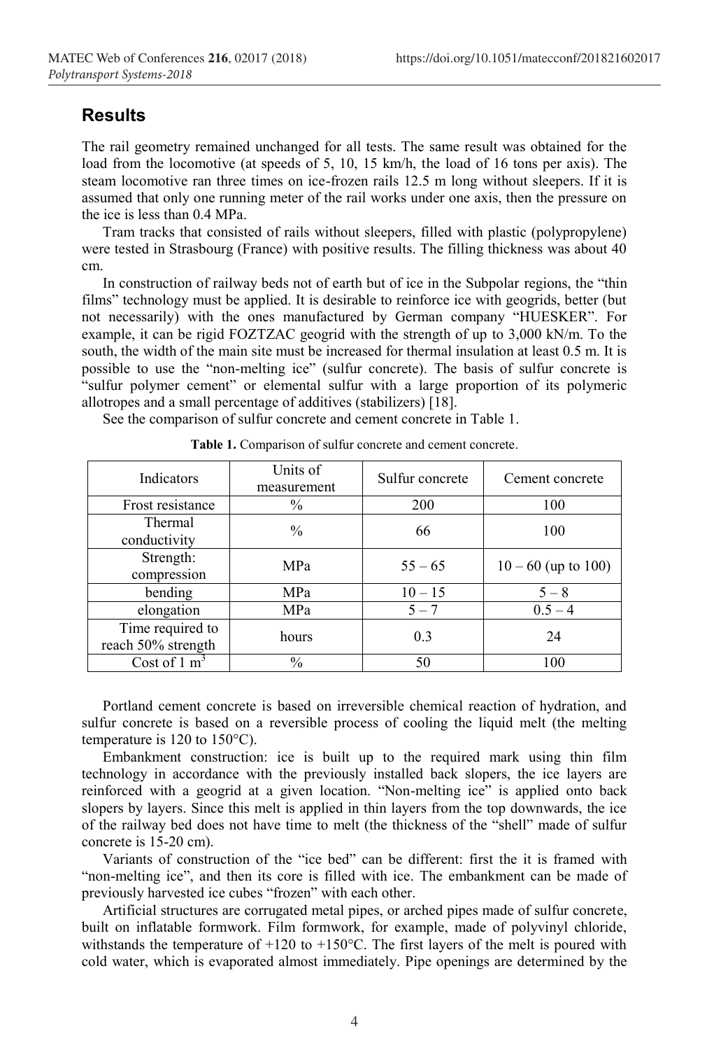## Results

The rail geometry remained unchanged for all tests. The same result was obtained for the load from the locomotive (at speeds of 5, 10, 15 km/h, the load of 16 tons per axis). The steam locomotive ran three times on ice-frozen rails 12.5 m long without sleepers. If it is assumed that only one running meter of the rail works under one axis, then the pressure on the ice is less than 0.4 MPa.

Tram tracks that consisted of rails without sleepers, filled with plastic (polypropylene) were tested in Strasbourg (France) with positive results. The filling thickness was about 40 cm.

In construction of railway beds not of earth but of ice in the Subpolar regions, the "thin films" technology must be applied. It is desirable to reinforce ice with geogrids, better (but not necessarily) with the ones manufactured by German company "HUESKER". For example, it can be rigid FOZTZAC geogrid with the strength of up to 3,000 kN/m. To the south, the width of the main site must be increased for thermal insulation at least 0.5 m. It is possible to use the "non-melting ice" (sulfur concrete). The basis of sulfur concrete is "sulfur polymer cement" or elemental sulfur with a large proportion of its polymeric allotropes and a small percentage of additives (stabilizers) [18].

See the comparison of sulfur concrete and cement concrete in Table 1.

**Table 1.** Comparison of sulfur concrete and cement concrete.

| Indicators | Units of measurement | Sulfur concrete | Cement concrete |
|---|---|---|---|
| Frost resistance | % | 200 | 100 |
| Thermal conductivity | % | 66 | 100 |
| Strength: compression | MPa | 55 – 65 | 10 – 60 (up to 100) |
| bending | MPa | 10 – 15 | 5 – 8 |
| elongation | MPa | 5 – 7 | 0.5 – 4 |
| Time required to reach 50% strength | hours | 0.3 | 24 |
| Cost of 1 $m^3$ | % | 50 | 100 |

Portland cement concrete is based on irreversible chemical reaction of hydration, and sulfur concrete is based on a reversible process of cooling the liquid melt (the melting temperature is 120 to 150°C).

Embankment construction: ice is built up to the required mark using thin film technology in accordance with the previously installed back slopers, the ice layers are reinforced with a geogrid at a given location. "Non-melting ice" is applied onto back slopers by layers. Since this melt is applied in thin layers from the top downwards, the ice of the railway bed does not have time to melt (the thickness of the "shell" made of sulfur concrete is 15-20 cm).

Variants of construction of the "ice bed" can be different: first the it is framed with "non-melting ice", and then its core is filled with ice. The embankment can be made of previously harvested ice cubes "frozen" with each other.

Artificial structures are corrugated metal pipes, or arched pipes made of sulfur concrete, built on inflatable formwork. Film formwork, for example, made of polyvinyl chloride, withstands the temperature of +120 to +150°C. The first layers of the melt is poured with cold water, which is evaporated almost immediately. Pipe openings are determined by the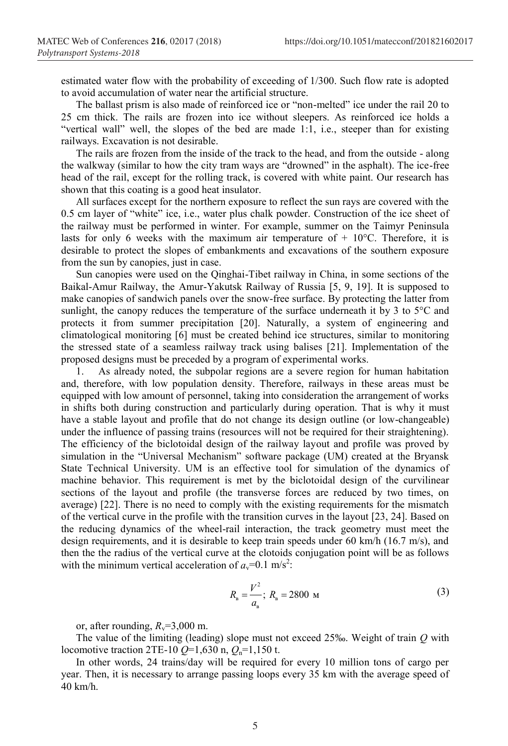estimated water flow with the probability of exceeding of 1/300. Such flow rate is adopted to avoid accumulation of water near the artificial structure.

The ballast prism is also made of reinforced ice or "non-melted" ice under the rail 20 to 25 cm thick. The rails are frozen into ice without sleepers. As reinforced ice holds a "vertical wall" well, the slopes of the bed are made 1:1, i.e., steeper than for existing railways. Excavation is not desirable.

The rails are frozen from the inside of the track to the head, and from the outside - along the walkway (similar to how the city tram ways are "drowned" in the asphalt). The ice-free head of the rail, except for the rolling track, is covered with white paint. Our research has shown that this coating is a good heat insulator.

All surfaces except for the northern exposure to reflect the sun rays are covered with the 0.5 cm layer of "white" ice, i.e., water plus chalk powder. Construction of the ice sheet of the railway must be performed in winter. For example, summer on the Taimyr Peninsula lasts for only 6 weeks with the maximum air temperature of + 10°C. Therefore, it is desirable to protect the slopes of embankments and excavations of the southern exposure from the sun by canopies, just in case.

Sun canopies were used on the Qinghai-Tibet railway in China, in some sections of the Baikal-Amur Railway, the Amur-Yakutsk Railway of Russia [5, 9, 19]. It is supposed to make canopies of sandwich panels over the snow-free surface. By protecting the latter from sunlight, the canopy reduces the temperature of the surface underneath it by 3 to 5°C and protects it from summer precipitation [20]. Naturally, a system of engineering and climatological monitoring [6] must be created behind ice structures, similar to monitoring the stressed state of a seamless railway track using balises [21]. Implementation of the proposed designs must be preceded by a program of experimental works.

1. As already noted, the subpolar regions are a severe region for human habitation and, therefore, with low population density. Therefore, railways in these areas must be equipped with low amount of personnel, taking into consideration the arrangement of works in shifts both during construction and particularly during operation. That is why it must have a stable layout and profile that do not change its design outline (or low-changeable) under the influence of passing trains (resources will not be required for their straightening). The efficiency of the biclotoidal design of the railway layout and profile was proved by simulation in the "Universal Mechanism" software package (UM) created at the Bryansk State Technical University. UM is an effective tool for simulation of the dynamics of machine behavior. This requirement is met by the biclotoidal design of the curvilinear sections of the layout and profile (the transverse forces are reduced by two times, on average) [22]. There is no need to comply with the existing requirements for the mismatch of the vertical curve in the profile with the transition curves in the layout [23, 24]. Based on the reducing dynamics of the wheel-rail interaction, the track geometry must meet the design requirements, and it is desirable to keep train speeds under 60 km/h (16.7 m/s), and then the the radius of the vertical curve at the clotoids conjugation point will be as follows with the minimum vertical acceleration of $a_v$=0.1 m/s$^2$:

$$R_{в} = \frac{V^2}{a_{в}};\ R_{в} = 2800 \text{ м} \tag{3}$$

or, after rounding, $R_v$=3,000 m.

The value of the limiting (leading) slope must not exceed 25‰. Weight of train $Q$ with locomotive traction 2TE-10 $Q$=1,630 n, $Q_n$=1,150 t.

In other words, 24 trains/day will be required for every 10 million tons of cargo per year. Then, it is necessary to arrange passing loops every 35 km with the average speed of 40 km/h.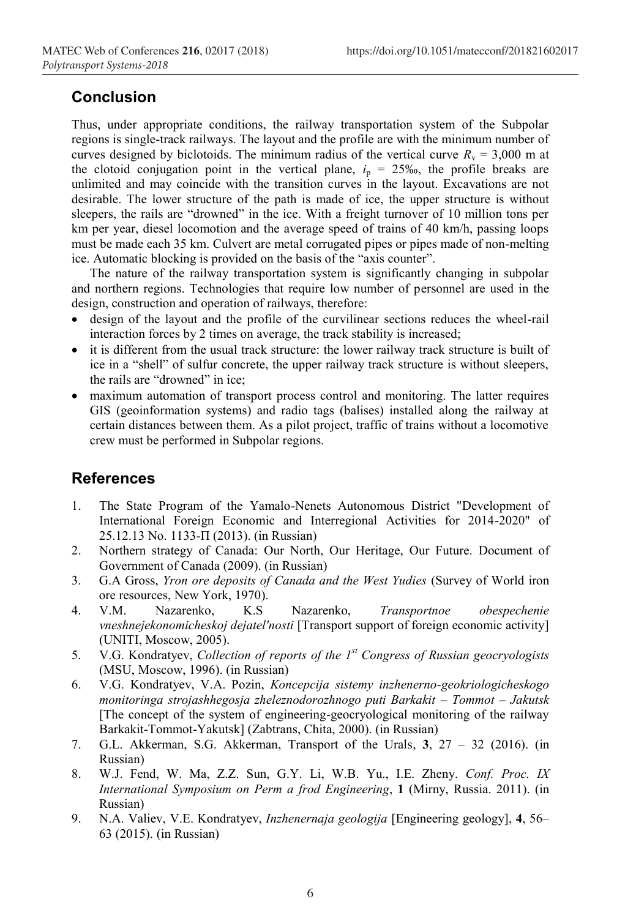## Conclusion

Thus, under appropriate conditions, the railway transportation system of the Subpolar regions is single-track railways. The layout and the profile are with the minimum number of curves designed by biclotoids. The minimum radius of the vertical curve $R_v$ = 3,000 m at the clotoid conjugation point in the vertical plane, $i_p$ = 25‰, the profile breaks are unlimited and may coincide with the transition curves in the layout. Excavations are not desirable. The lower structure of the path is made of ice, the upper structure is without sleepers, the rails are "drowned" in the ice. With a freight turnover of 10 million tons per km per year, diesel locomotion and the average speed of trains of 40 km/h, passing loops must be made each 35 km. Culvert are metal corrugated pipes or pipes made of non-melting ice. Automatic blocking is provided on the basis of the "axis counter".

The nature of the railway transportation system is significantly changing in subpolar and northern regions. Technologies that require low number of personnel are used in the design, construction and operation of railways, therefore:

- design of the layout and the profile of the curvilinear sections reduces the wheel-rail interaction forces by 2 times on average, the track stability is increased;
- it is different from the usual track structure: the lower railway track structure is built of ice in a "shell" of sulfur concrete, the upper railway track structure is without sleepers, the rails are "drowned" in ice;
- maximum automation of transport process control and monitoring. The latter requires GIS (geoinformation systems) and radio tags (balises) installed along the railway at certain distances between them. As a pilot project, traffic of trains without a locomotive crew must be performed in Subpolar regions.

## References

1. The State Program of the Yamalo-Nenets Autonomous District "Development of International Foreign Economic and Interregional Activities for 2014-2020" of 25.12.13 No. 1133-П (2013). (in Russian)
2. Northern strategy of Canada: Our North, Our Heritage, Our Future. Document of Government of Canada (2009). (in Russian)
3. G.A Gross, *Yron ore deposits of Canada and the West Yudies* (Survey of World iron ore resources, New York, 1970).
4. V.M. Nazarenko, K.S Nazarenko, *Transportnoe obespechenie vneshnejekonomicheskoj dejatel'nosti* [Transport support of foreign economic activity] (UNITI, Moscow, 2005).
5. V.G. Kondratyev, *Collection of reports of the 1st Congress of Russian geocryologists* (MSU, Moscow, 1996). (in Russian)
6. V.G. Kondratyev, V.A. Pozin, *Koncepcija sistemy inzhenerno-geokriologicheskogo monitoringa strojashhegosja zheleznodorozhnogo puti Barkakit – Tommot – Jakutsk* [The concept of the system of engineering-geocryological monitoring of the railway Barkakit-Tommot-Yakutsk] (Zabtrans, Chita, 2000). (in Russian)
7. G.L. Akkerman, S.G. Akkerman, Transport of the Urals, **3**, 27 – 32 (2016). (in Russian)
8. W.J. Fend, W. Ma, Z.Z. Sun, G.Y. Li, W.B. Yu., I.E. Zheny. *Conf. Proc. IX International Symposium on Perm a frod Engineering*, **1** (Mirny, Russia. 2011). (in Russian)
9. N.A. Valiev, V.E. Kondratyev, *Inzhenernaja geologija* [Engineering geology], **4**, 56–63 (2015). (in Russian)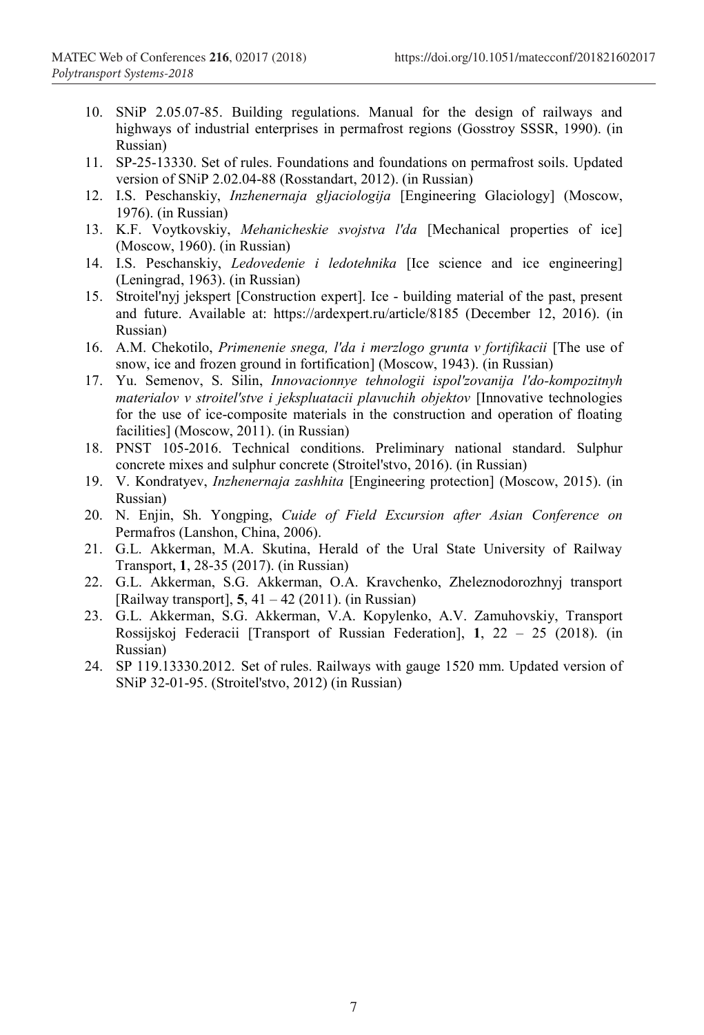10. SNiP 2.05.07-85. Building regulations. Manual for the design of railways and highways of industrial enterprises in permafrost regions (Gosstroy SSSR, 1990). (in Russian)
11. SP-25-13330. Set of rules. Foundations and foundations on permafrost soils. Updated version of SNiP 2.02.04-88 (Rosstandart, 2012). (in Russian)
12. I.S. Peschanskiy, *Inzhenernaja gljaciologija* [Engineering Glaciology] (Moscow, 1976). (in Russian)
13. K.F. Voytkovskiy, *Mehanicheskie svojstva l'da* [Mechanical properties of ice] (Moscow, 1960). (in Russian)
14. I.S. Peschanskiy, *Ledovedenie i ledotehnika* [Ice science and ice engineering] (Leningrad, 1963). (in Russian)
15. Stroitel'nyj jekspert [Construction expert]. Ice - building material of the past, present and future. Available at: https://ardexpert.ru/article/8185 (December 12, 2016). (in Russian)
16. A.M. Chekotilo, *Primenenie snega, l'da i merzlogo grunta v fortifikacii* [The use of snow, ice and frozen ground in fortification] (Moscow, 1943). (in Russian)
17. Yu. Semenov, S. Silin, *Innovacionnye tehnologii ispol'zovanija l'do-kompozitnyh materialov v stroitel'stve i jekspluatacii plavuchih objektov* [Innovative technologies for the use of ice-composite materials in the construction and operation of floating facilities] (Moscow, 2011). (in Russian)
18. PNST 105-2016. Technical conditions. Preliminary national standard. Sulphur concrete mixes and sulphur concrete (Stroitel'stvo, 2016). (in Russian)
19. V. Kondratyev, *Inzhenernaja zashhita* [Engineering protection] (Moscow, 2015). (in Russian)
20. N. Enjin, Sh. Yongping, *Cuide of Field Excursion after Asian Conference on* Permafros (Lanshon, China, 2006).
21. G.L. Akkerman, M.A. Skutina, Herald of the Ural State University of Railway Transport, **1**, 28-35 (2017). (in Russian)
22. G.L. Akkerman, S.G. Akkerman, O.A. Kravchenko, Zheleznodorozhnyj transport [Railway transport], **5**, 41 – 42 (2011). (in Russian)
23. G.L. Akkerman, S.G. Akkerman, V.A. Kopylenko, A.V. Zamuhovskiy, Transport Rossijskoj Federacii [Transport of Russian Federation], **1**, 22 – 25 (2018). (in Russian)
24. SP 119.13330.2012. Set of rules. Railways with gauge 1520 mm. Updated version of SNiP 32-01-95. (Stroitel'stvo, 2012) (in Russian)